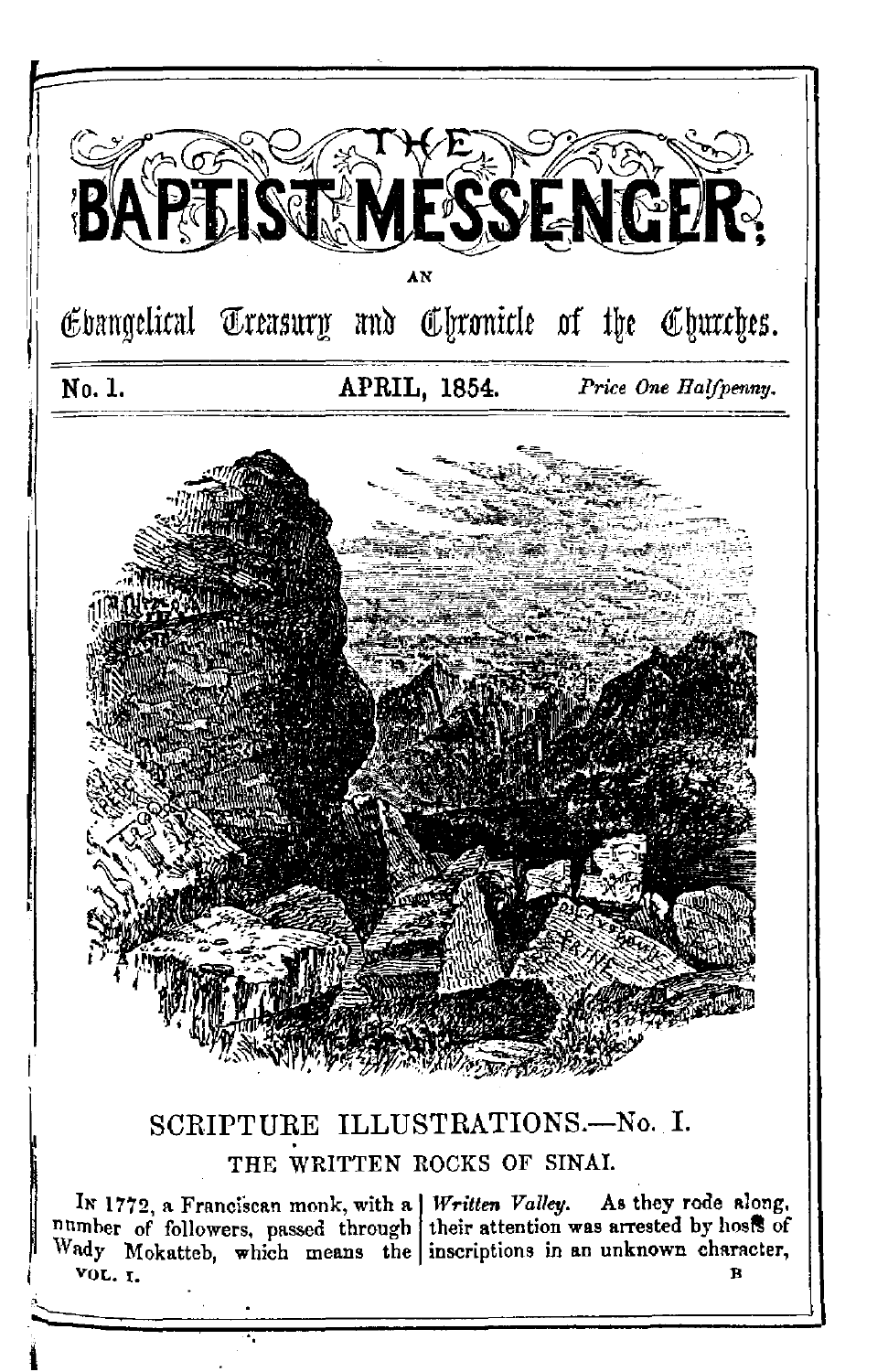# THE BAPTIST MESSENGER;

AN

## Evangelical Treasury and Chronicle of the Churches.

No. 1. APRIL, 1854. *Price One Halfpenny.*

## SCRIPTURE ILLUSTRATIONS.—No. I.

### THE WRITTEN ROCKS OF SINAI.

IN 1772, a Franciscan monk, with a number of followers, passed through Wady Mokatteb, which means the *Written Valley.* As they rode along, their attention was arrested by hosts of inscriptions in an unknown character,

VOL. I. B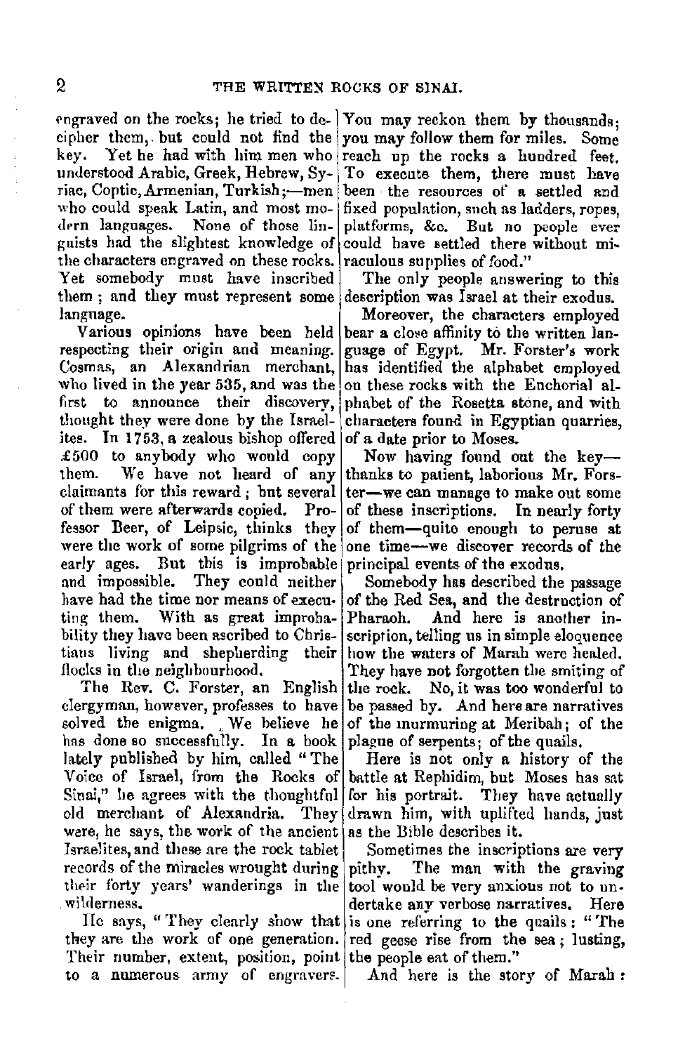engraved on the rocks; he tried to decipher them, but could not find the key. Yet he had with him men who understood Arabic, Greek, Hebrew, Syriac, Coptic, Armenian, Turkish;—men who could speak Latin, and most modern languages. None of those linguists had the slightest knowledge of the characters engraved on these rocks. Yet somebody must have inscribed them; and they must represent some language.

Various opinions have been held respecting their origin and meaning. Cosmas, an Alexandrian merchant, who lived in the year 535, and was the first to announce their discovery, thought they were done by the Israelites. In 1753, a zealous bishop offered £500 to anybody who would copy them. We have not heard of any claimants for this reward; but several of them were afterwards copied. Professor Beer, of Leipsic, thinks they were the work of some pilgrims of the early ages. But this is improbable and impossible. They could neither have had the time nor means of executing them. With as great improbability they have been ascribed to Christians living and shepherding their flocks in the neighbourhood.

The Rev. C. Forster, an English clergyman, however, professes to have solved the enigma. We believe he has done so successfully. In a book lately published by him, called "The Voice of Israel, from the Rocks of Sinai," he agrees with the thoughtful old merchant of Alexandria. They were, he says, the work of the ancient Israelites, and these are the rock tablet records of the miracles wrought during their forty years' wanderings in the wilderness.

He says, "They clearly show that they are the work of one generation. Their number, extent, position, point to a numerous army of engravers. You may reckon them by thousands; you may follow them for miles. Some reach up the rocks a hundred feet. To execute them, there must have been the resources of a settled and fixed population, such as ladders, ropes, platforms, &c. But no people ever could have settled there without miraculous supplies of food."

The only people answering to this description was Israel at their exodus.

Moreover, the characters employed bear a close affinity to the written language of Egypt. Mr. Forster's work has identified the alphabet employed on these rocks with the Enchorial alphabet of the Rosetta stone, and with characters found in Egyptian quarries, of a date prior to Moses.

Now having found out the key—thanks to patient, laborious Mr. Forster—we can manage to make out some of these inscriptions. In nearly forty of them—quite enough to peruse at one time—we discover records of the principal events of the exodus.

Somebody has described the passage of the Red Sea, and the destruction of Pharaoh. And here is another inscription, telling us in simple eloquence how the waters of Marah were healed. They have not forgotten the smiting of the rock. No, it was too wonderful to be passed by. And here are narratives of the murmuring at Meribah; of the plague of serpents; of the quails.

Here is not only a history of the battle at Rephidim, but Moses has sat for his portrait. They have actually drawn him, with uplifted hands, just as the Bible describes it.

Sometimes the inscriptions are very pithy. The man with the graving tool would be very anxious not to undertake any verbose narratives. Here is one referring to the quails: "The red geese rise from the sea; lusting, the people eat of them."

And here is the story of Marah: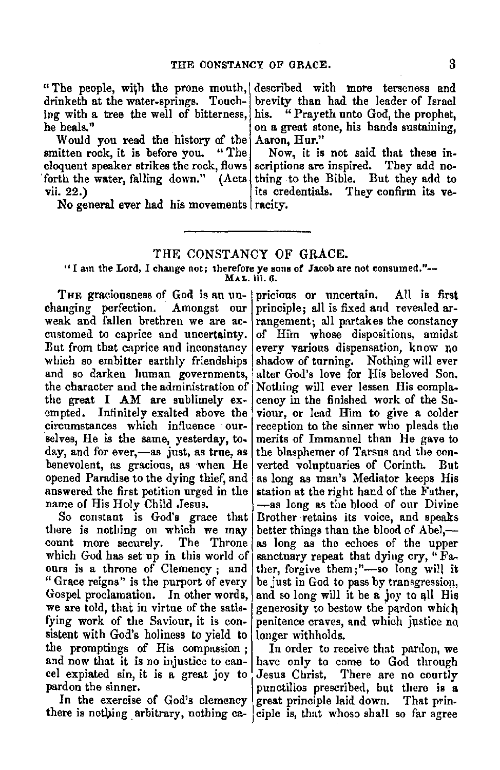"The people, with the prone mouth, drinketh at the water-springs. Touching with a tree the well of bitterness, he heals."

Would you read the history of the smitten rock, it is before you. "The eloquent speaker strikes the rock, flows forth the water, falling down." (Acts vii. 22.)

No general ever had his movements described with more terseness and brevity than had the leader of Israel his. "Prayeth unto God, the prophet, on a great stone, his hands sustaining, Aaron, Hur."

Now, it is not said that these inscriptions are inspired. They add nothing to the Bible. But they add to its credentials. They confirm its veracity.

---

## THE CONSTANCY OF GRACE.

"I am the Lord, I change not; therefore ye sons of Jacob are not consumed."—MAL. iii. 6.

THE graciousness of God is an unchanging perfection. Amongst our weak and fallen brethren we are accustomed to caprice and uncertainty. But from that caprice and inconstancy which so embitter earthly friendships and so darken human governments, the character and the administration of the great I AM are sublimely exempted. Infinitely exalted above the circumstances which influence ourselves, He is the same, yesterday, to-day, and for ever,—as just, as true, as benevolent, as gracious, as when He opened Paradise to the dying thief, and answered the first petition urged in the name of His Holy Child Jesus.

So constant is God's grace that there is nothing on which we may count more securely. The Throne which God has set up in this world of ours is a throne of Clemency; and "Grace reigns" is the purport of every Gospel proclamation. In other words, we are told, that in virtue of the satisfying work of the Saviour, it is consistent with God's holiness to yield to the promptings of His compassion; and now that it is no injustice to cancel expiated sin, it is a great joy to pardon the sinner.

In the exercise of God's clemency there is nothing arbitrary, nothing capricious or uncertain. All is first principle; all is fixed and revealed arrangement; all partakes the constancy of Him whose dispositions, amidst every various dispensation, know no shadow of turning. Nothing will ever alter God's love for His beloved Son. Nothing will ever lessen His complacency in the finished work of the Saviour, or lead Him to give a colder reception to the sinner who pleads the merits of Immanuel than He gave to the blasphemer of Tarsus and the converted voluptuaries of Corinth. But as long as man's Mediator keeps His station at the right hand of the Father, —as long as the blood of our Divine Brother retains its voice, and speaks better things than the blood of Abel,— as long as the echoes of the upper sanctuary repeat that dying cry, "Father, forgive them;"—so long will it be just in God to pass by transgression, and so long will it be a joy to all His generosity to bestow the pardon which penitence craves, and which justice no longer withholds.

In order to receive that pardon, we have only to come to God through Jesus Christ. There are no courtly punctilios prescribed, but there is a great principle laid down. That principle is, that whoso shall so far agree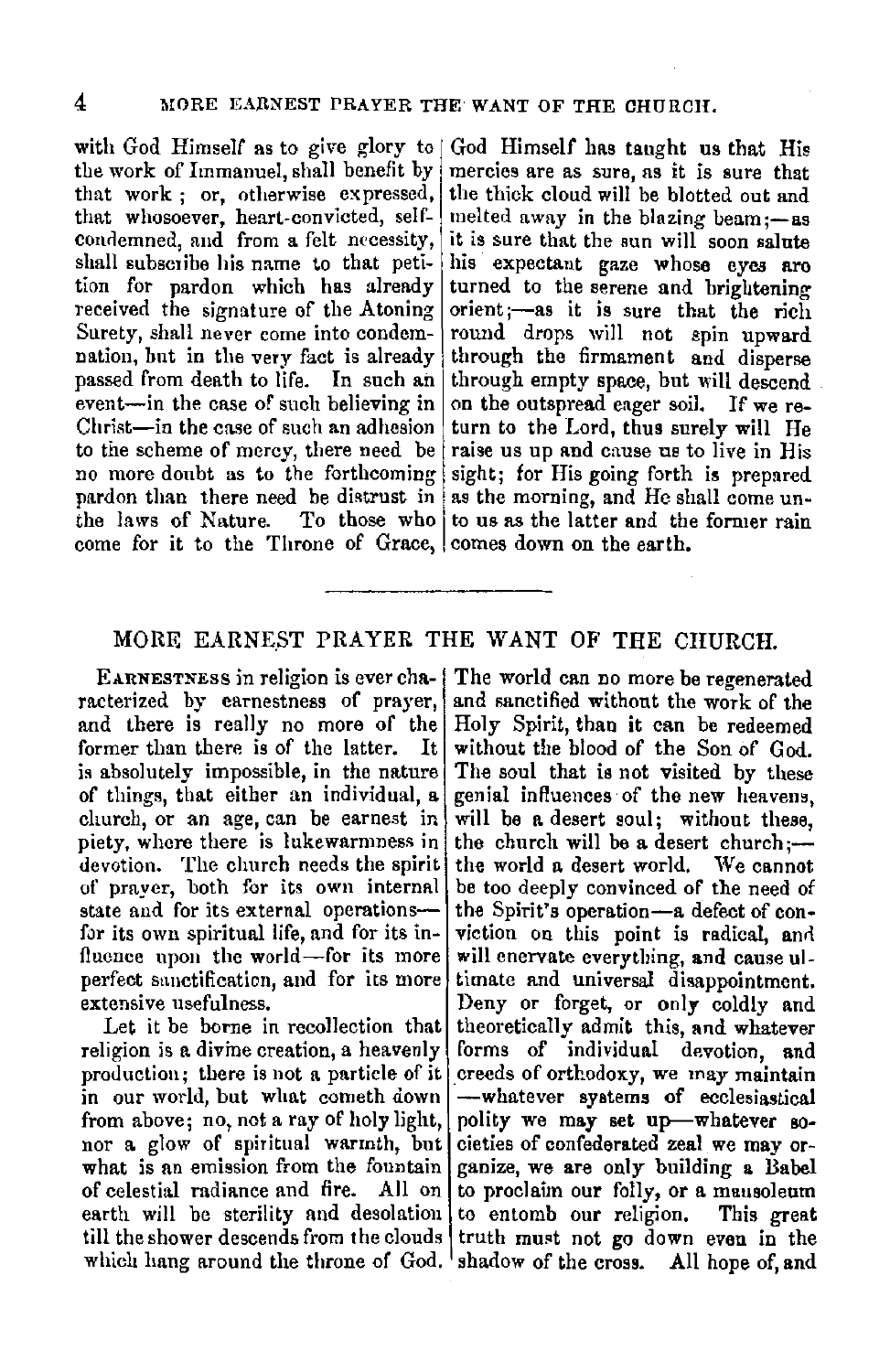with God Himself as to give glory to the work of Immanuel, shall benefit by that work; or, otherwise expressed, that whosoever, heart-convicted, self-condemned, and from a felt necessity, shall subscribe his name to that petition for pardon which has already received the signature of the Atoning Surety, shall never come into condemnation, but in the very fact is already passed from death to life. In such an event—in the case of such believing in Christ—in the case of such an adhesion to the scheme of mercy, there need be no more doubt as to the forthcoming pardon than there need be distrust in the laws of Nature. To those who come for it to the Throne of Grace, God Himself has taught us that His mercies are as sure, as it is sure that the thick cloud will be blotted out and melted away in the blazing beam;—as it is sure that the sun will soon salute his expectant gaze whose eyes are turned to the serene and brightening orient;—as it is sure that the rich round drops will not spin upward through the firmament and disperse through empty space, but will descend on the outspread eager soil. If we return to the Lord, thus surely will He raise us up and cause us to live in His sight; for His going forth is prepared as the morning, and He shall come unto us as the latter and the former rain comes down on the earth.

---

## MORE EARNEST PRAYER THE WANT OF THE CHURCH.

Earnestness in religion is ever characterized by earnestness of prayer, and there is really no more of the former than there is of the latter. It is absolutely impossible, in the nature of things, that either an individual, a church, or an age, can be earnest in piety, where there is lukewarmness in devotion. The church needs the spirit of prayer, both for its own internal state and for its external operations—for its own spiritual life, and for its influence upon the world—for its more perfect sanctification, and for its more extensive usefulness.

Let it be borne in recollection that religion is a divine creation, a heavenly production; there is not a particle of it in our world, but what cometh down from above; no, not a ray of holy light, nor a glow of spiritual warmth, but what is an emission from the fountain of celestial radiance and fire. All on earth will be sterility and desolation till the shower descends from the clouds which hang around the throne of God. The world can no more be regenerated and sanctified without the work of the Holy Spirit, than it can be redeemed without the blood of the Son of God. The soul that is not visited by these genial influences of the new heavens, will be a desert soul; without these, the church will be a desert church;—the world a desert world. We cannot be too deeply convinced of the need of the Spirit's operation—a defect of conviction on this point is radical, and will enervate everything, and cause ultimate and universal disappointment. Deny or forget, or only coldly and theoretically admit this, and whatever forms of individual devotion, and creeds of orthodoxy, we may maintain—whatever systems of ecclesiastical polity we may set up—whatever societies of confederated zeal we may organize, we are only building a Babel to proclaim our folly, or a mausoleum to entomb our religion. This great truth must not go down even in the shadow of the cross. All hope of, and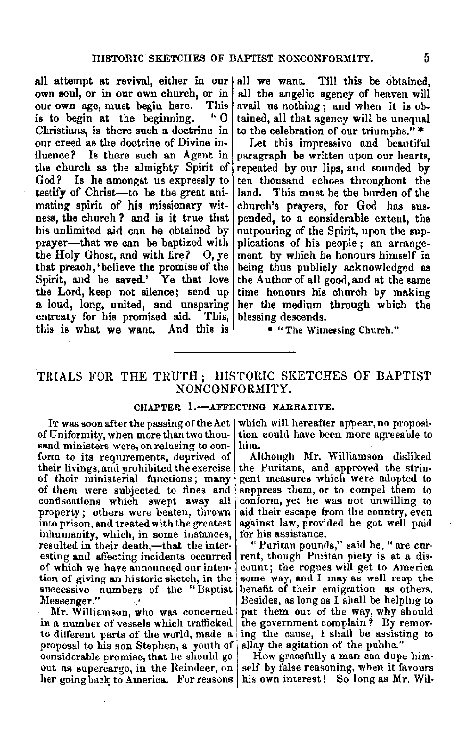all attempt at revival, either in our own soul, or in our own church, or in our own age, must begin here. This is to begin at the beginning. "O Christians, is there such a doctrine in our creed as the doctrine of Divine influence? Is there such an Agent in the church as the almighty Spirit of God? Is he amongst us expressly to testify of Christ—to be the great animating spirit of his missionary witness, the church? and is it true that his unlimited aid can be obtained by prayer—that we can be baptized with the Holy Ghost, and with fire? O, ye that preach, 'believe the promise of the Spirit, and be saved.' Ye that love the Lord, keep not silence; send up a loud, long, united, and unsparing entreaty for his promised aid. This, this is what we want. And this is all we want. Till this be obtained, all the angelic agency of heaven will avail us nothing; and when it is obtained, all that agency will be unequal to the celebration of our triumphs." *

Let this impressive and beautiful paragraph be written upon our hearts, repeated by our lips, and sounded by ten thousand echoes throughout the land. This must be the burden of the church's prayers, for God has suspended, to a considerable extent, the outpouring of the Spirit, upon the supplications of his people; an arrangement by which he honours himself in being thus publicly acknowledged as the Author of all good, and at the same time honours his church by making her the medium through which the blessing descends.

* "The Witnessing Church."

---

# TRIALS FOR THE TRUTH; HISTORIC SKETCHES OF BAPTIST NONCONFORMITY.

## CHAPTER 1.—AFFECTING NARRATIVE.

It was soon after the passing of the Act of Uniformity, when more than two thousand ministers were, on refusing to conform to its requirements, deprived of their livings, and prohibited the exercise of their ministerial functions; many of them were subjected to fines and confiscations which swept away all property; others were beaten, thrown into prison, and treated with the greatest inhumanity, which, in some instances, resulted in their death,—that the interesting and affecting incidents occurred of which we have announced our intention of giving an historic sketch, in the successive numbers of the "Baptist Messenger."

Mr. Williamson, who was concerned in a number of vessels which trafficked to different parts of the world, made a proposal to his son Stephen, a youth of considerable promise, that he should go out as supercargo, in the Reindeer, on her going back to America. For reasons which will hereafter appear, no proposition could have been more agreeable to him.

Although Mr. Williamson disliked the Puritans, and approved the stringent measures which were adopted to suppress them, or to compel them to conform, yet he was not unwilling to aid their escape from the country, even against law, provided he got well paid for his assistance.

"Puritan pounds," said he, "are current, though Puritan piety is at a discount; the rogues will get to America some way, and I may as well reap the benefit of their emigration as others. Besides, as long as I shall be helping to put them out of the way, why should the government complain? By removing the cause, I shall be assisting to allay the agitation of the public."

How gracefully a man can dupe himself by false reasoning, when it favours his own interest! So long as Mr. Wil-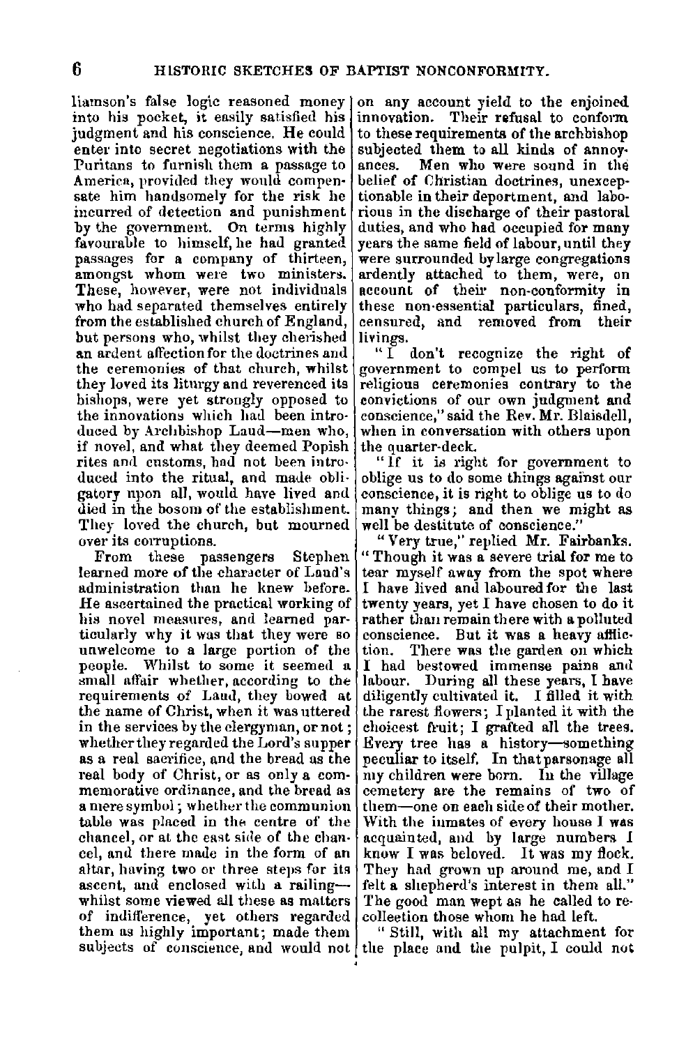liamson's false logic reasoned money into his pocket, it easily satisfied his judgment and his conscience. He could enter into secret negotiations with the Puritans to furnish them a passage to America, provided they would compensate him handsomely for the risk he incurred of detection and punishment by the government. On terms highly favourable to himself, he had granted passages for a company of thirteen, amongst whom were two ministers. These, however, were not individuals who had separated themselves entirely from the established church of England, but persons who, whilst they cherished an ardent affection for the doctrines and the ceremonies of that church, whilst they loved its liturgy and reverenced its bishops, were yet strongly opposed to the innovations which had been introduced by Archbishop Laud—men who, if novel, and what they deemed Popish rites and customs, had not been introduced into the ritual, and made obligatory upon all, would have lived and died in the bosom of the establishment. They loved the church, but mourned over its corruptions.

From these passengers Stephen learned more of the character of Laud's administration than he knew before. He ascertained the practical working of his novel measures, and learned particularly why it was that they were so unwelcome to a large portion of the people. Whilst to some it seemed a small affair whether, according to the requirements of Laud, they bowed at the name of Christ, when it was uttered in the services by the clergyman, or not; whether they regarded the Lord's supper as a real sacrifice, and the bread as the real body of Christ, or as only a commemorative ordinance, and the bread as a mere symbol; whether the communion table was placed in the centre of the chancel, or at the east side of the chancel, and there made in the form of an altar, having two or three steps for its ascent, and enclosed with a railing—whilst some viewed all these as matters of indifference, yet others regarded them as highly important; made them subjects of conscience, and would not on any account yield to the enjoined innovation. Their refusal to conform to these requirements of the archbishop subjected them to all kinds of annoyances. Men who were sound in the belief of Christian doctrines, unexceptionable in their deportment, and laborious in the discharge of their pastoral duties, and who had occupied for many years the same field of labour, until they were surrounded by large congregations ardently attached to them, were, on account of their non-conformity in these non-essential particulars, fined, censured, and removed from their livings.

"I don't recognize the right of government to compel us to perform religious ceremonies contrary to the convictions of our own judgment and conscience," said the Rev. Mr. Blaisdell, when in conversation with others upon the quarter-deck.

"If it is right for government to oblige us to do some things against our conscience, it is right to oblige us to do many things; and then we might as well be destitute of conscience."

"Very true," replied Mr. Fairbanks. "Though it was a severe trial for me to tear myself away from the spot where I have lived and laboured for the last twenty years, yet I have chosen to do it rather than remain there with a polluted conscience. But it was a heavy affliction. There was the garden on which I had bestowed immense pains and labour. During all these years, I have diligently cultivated it. I filled it with the rarest flowers; I planted it with the choicest fruit; I grafted all the trees. Every tree has a history—something peculiar to itself. In that parsonage all my children were born. In the village cemetery are the remains of two of them—one on each side of their mother. With the inmates of every house I was acquainted, and by large numbers I know I was beloved. It was my flock. They had grown up around me, and I felt a shepherd's interest in them all." The good man wept as he called to recollection those whom he had left.

"Still, with all my attachment for the place and the pulpit, I could not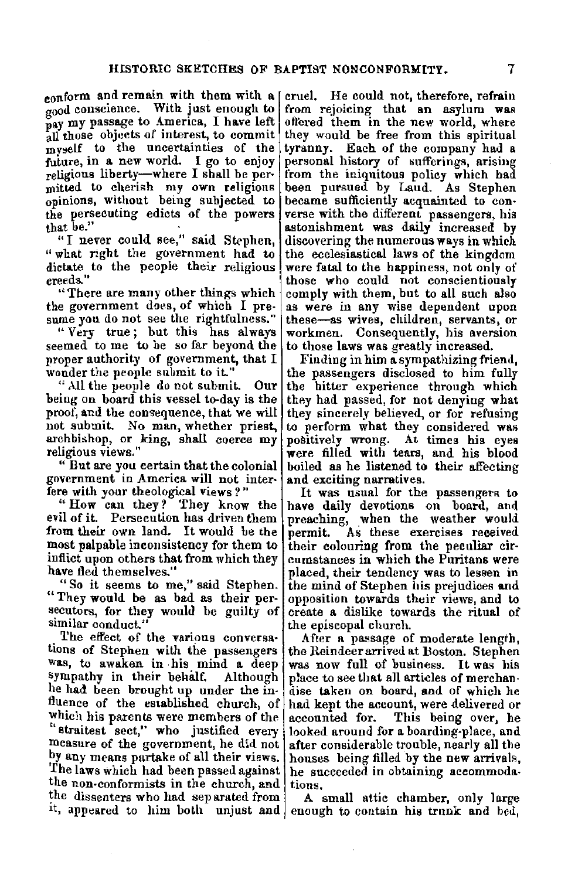conform and remain with them with a good conscience. With just enough to pay my passage to America, I have left all those objects of interest, to commit myself to the uncertainties of the future, in a new world. I go to enjoy religious liberty—where I shall be permitted to cherish my own religious opinions, without being subjected to the persecuting edicts of the powers that be."

"I never could see," said Stephen, "what right the government had to dictate to the people their religious creeds."

"There are many other things which the government does, of which I presume you do not see the rightfulness."

"Very true; but this has always seemed to me to be so far beyond the proper authority of government, that I wonder the people submit to it."

"All the people do not submit. Our being on board this vessel to-day is the proof, and the consequence, that we will not submit. No man, whether priest, archbishop, or king, shall coerce my religious views."

"But are you certain that the colonial government in America will not interfere with your theological views?"

"How can they? They know the evil of it. Persecution has driven them from their own land. It would be the most palpable inconsistency for them to inflict upon others that from which they have fled themselves."

"So it seems to me," said Stephen. "They would be as bad as their persecutors, for they would be guilty of similar conduct."

The effect of the various conversations of Stephen with the passengers was, to awaken in his mind a deep sympathy in their behalf. Although he had been brought up under the influence of the established church, of which his parents were members of the "straitest sect," who justified every measure of the government, he did not by any means partake of all their views. The laws which had been passed against the non-conformists in the church, and the dissenters who had separated from it, appeared to him both unjust and cruel. He could not, therefore, refrain from rejoicing that an asylum was offered them in the new world, where they would be free from this spiritual tyranny. Each of the company had a personal history of sufferings, arising from the iniquitous policy which had been pursued by Laud. As Stephen became sufficiently acquainted to converse with the different passengers, his astonishment was daily increased by discovering the numerous ways in which the ecclesiastical laws of the kingdom were fatal to the happiness, not only of those who could not conscientiously comply with them, but to all such also as were in any wise dependent upon these—as wives, children, servants, or workmen. Consequently, his aversion to those laws was greatly increased.

Finding in him a sympathizing friend, the passengers disclosed to him fully the bitter experience through which they had passed, for not denying what they sincerely believed, or for refusing to perform what they considered was positively wrong. At times his eyes were filled with tears, and his blood boiled as he listened to their affecting and exciting narratives.

It was usual for the passengers to have daily devotions on board, and preaching, when the weather would permit. As these exercises received their colouring from the peculiar circumstances in which the Puritans were placed, their tendency was to lessen in the mind of Stephen his prejudices and opposition towards their views, and to create a dislike towards the ritual of the episcopal church.

After a passage of moderate length, the Reindeer arrived at Boston. Stephen was now full of business. It was his place to see that all articles of merchandise taken on board, and of which he had kept the account, were delivered or accounted for. This being over, he looked around for a boarding-place, and after considerable trouble, nearly all the houses being filled by the new arrivals, he succeeded in obtaining accommodations.

A small attic chamber, only large enough to contain his trunk and bed,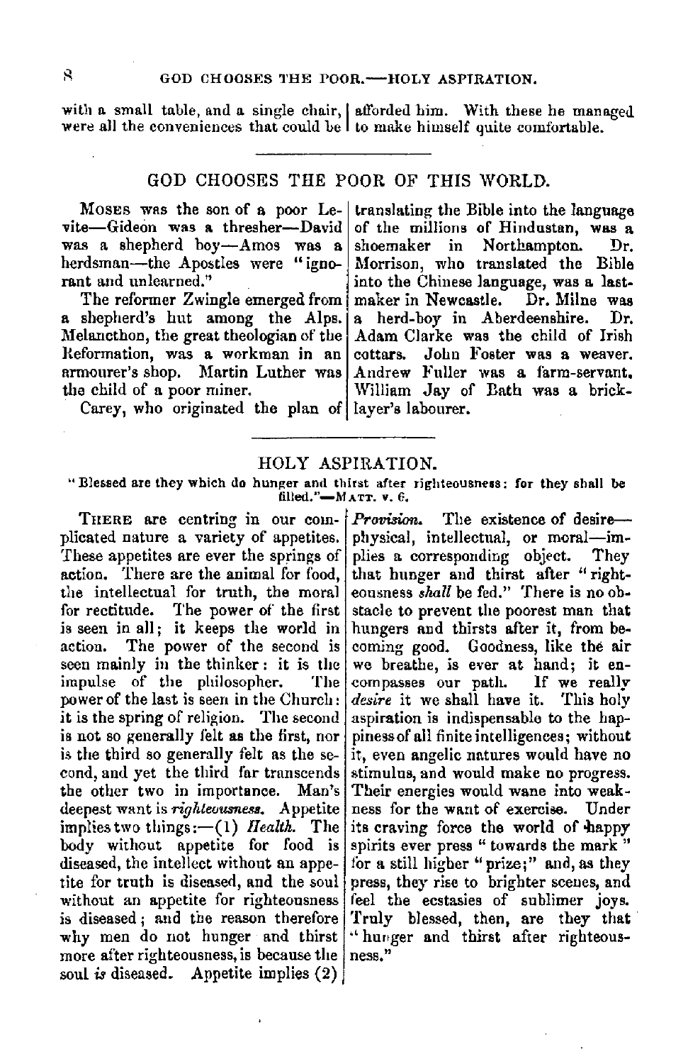with a small table, and a single chair, were all the conveniences that could be afforded him. With these he managed to make himself quite comfortable.

---

## GOD CHOOSES THE POOR OF THIS WORLD.

Moses was the son of a poor Levite—Gideon was a thresher—David was a shepherd boy—Amos was a herdsman—the Apostles were "ignorant and unlearned."

The reformer Zwingle emerged from a shepherd's hut among the Alps. Melancthon, the great theologian of the Reformation, was a workman in an armourer's shop. Martin Luther was the child of a poor miner.

Carey, who originated the plan of translating the Bible into the language of the millions of Hindustan, was a shoemaker in Northampton. Dr. Morrison, who translated the Bible into the Chinese language, was a last-maker in Newcastle. Dr. Milne was a herd-boy in Aberdeenshire. Dr. Adam Clarke was the child of Irish cottars. John Foster was a weaver. Andrew Fuller was a farm-servant. William Jay of Bath was a bricklayer's labourer.

---

## HOLY ASPIRATION.

"Blessed are they which do hunger and thirst after righteousness: for they shall be filled."—Matt. v. 6.

There are centring in our complicated nature a variety of appetites. These appetites are ever the springs of action. There are the animal for food, the intellectual for truth, the moral for rectitude. The power of the first is seen in all; it keeps the world in action. The power of the second is seen mainly in the thinker: it is the impulse of the philosopher. The power of the last is seen in the Church: it is the spring of religion. The second is not so generally felt as the first, nor is the third so generally felt as the second, and yet the third far transcends the other two in importance. Man's deepest want is *righteousness*. Appetite implies two things:—(1) *Health*. The body without appetite for food is diseased, the intellect without an appetite for truth is diseased, and the soul without an appetite for righteousness is diseased; and the reason therefore why men do not hunger and thirst more after righteousness, is because the soul *is* diseased. Appetite implies (2) *Provision*. The existence of desire—physical, intellectual, or moral—implies a corresponding object. They that hunger and thirst after "righteousness *shall* be fed." There is no obstacle to prevent the poorest man that hungers and thirsts after it, from becoming good. Goodness, like the air we breathe, is ever at hand; it encompasses our path. If we really *desire* it we shall have it. This holy aspiration is indispensable to the happiness of all finite intelligences; without it, even angelic natures would have no stimulus, and would make no progress. Their energies would wane into weakness for the want of exercise. Under its craving force the world of happy spirits ever press "towards the mark" for a still higher "prize;" and, as they press, they rise to brighter scenes, and feel the ecstasies of sublimer joys. Truly blessed, then, are they that "hunger and thirst after righteousness."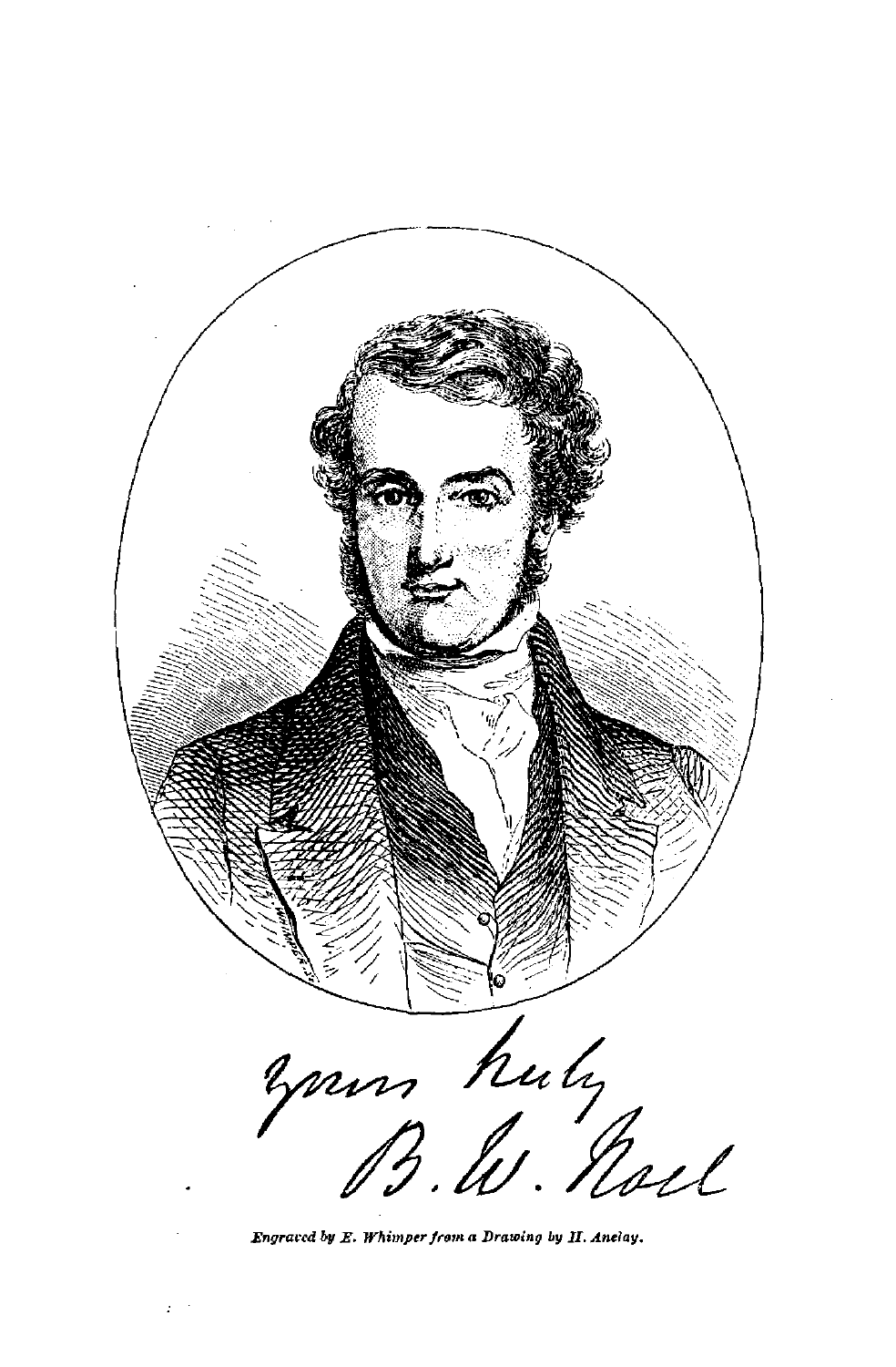Yours truly
B. W. Noel

*Engraved by E. Whimper from a Drawing by H. Anelay.*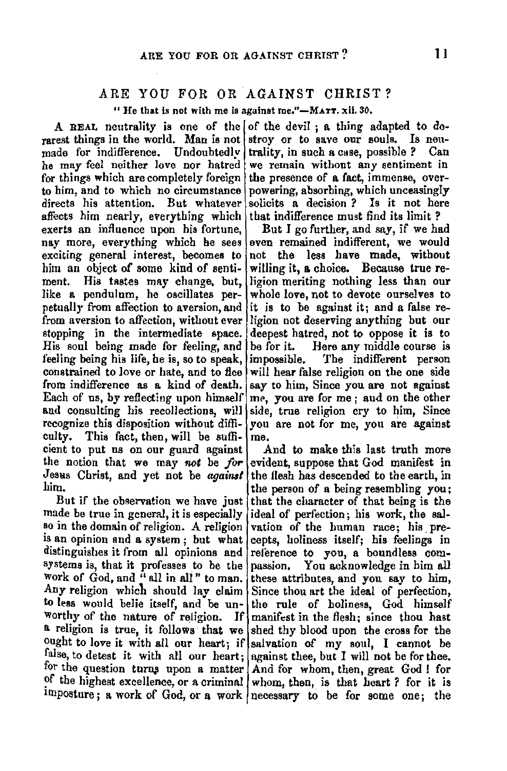## ARE YOU FOR OR AGAINST CHRIST?

"He that is not with me is against me."—Matt. xii. 30.

A real neutrality is one of the rarest things in the world. Man is not made for indifference. Undoubtedly he may feel neither love nor hatred for things which are completely foreign to him, and to which no circumstance directs his attention. But whatever affects him nearly, everything which exerts an influence upon his fortune, nay more, everything which he sees exciting general interest, becomes to him an object of some kind of sentiment. His tastes may change, but, like a pendulum, he oscillates perpetually from affection to aversion, and from aversion to affection, without ever stopping in the intermediate space. His soul being made for feeling, and feeling being his life, he is, so to speak, constrained to love or hate, and to flee from indifference as a kind of death. Each of us, by reflecting upon himself and consulting his recollections, will recognize this disposition without difficulty. This fact, then, will be sufficient to put us on our guard against the notion that we may *not* be *for* Jesus Christ, and yet not be *against* him.

But if the observation we have just made be true in general, it is especially so in the domain of religion. A religion is an opinion and a system; but what distinguishes it from all opinions and systems is, that it professes to be the work of God, and "all in all" to man. Any religion which should lay claim to less would belie itself, and be unworthy of the nature of religion. If a religion is true, it follows that we ought to love it with all our heart; if false, to detest it with all our heart; for the question turns upon a matter of the highest excellence, or a criminal imposture; a work of God, or a work of the devil; a thing adapted to destroy or to save our souls. Is neutrality, in such a case, possible? Can we remain without any sentiment in the presence of a fact, immense, overpowering, absorbing, which unceasingly solicits a decision? Is it not here that indifference must find its limit?

But I go further, and say, if we had even remained indifferent, we would not the less have made, without willing it, a choice. Because true religion meriting nothing less than our whole love, not to devote ourselves to it is to be against it; and a false religion not deserving anything but our deepest hatred, not to oppose it is to be for it. Here any middle course is impossible. The indifferent person will hear false religion on the one side say to him, Since you are not against me, you are for me; and on the other side, true religion cry to him, Since you are not for me, you are against me.

And to make this last truth more evident, suppose that God manifest in the flesh has descended to the earth, in the person of a being resembling you; that the character of that being is the ideal of perfection; his work, the salvation of the human race; his precepts, holiness itself; his feelings in reference to you, a boundless compassion. You acknowledge in him all these attributes, and you say to him, Since thou art the ideal of perfection, the rule of holiness, God himself manifest in the flesh; since thou hast shed thy blood upon the cross for the salvation of my soul, I cannot be against thee, but I will not be for thee. And for whom, then, great God! for whom, then, is that heart? for it is necessary to be for some one; the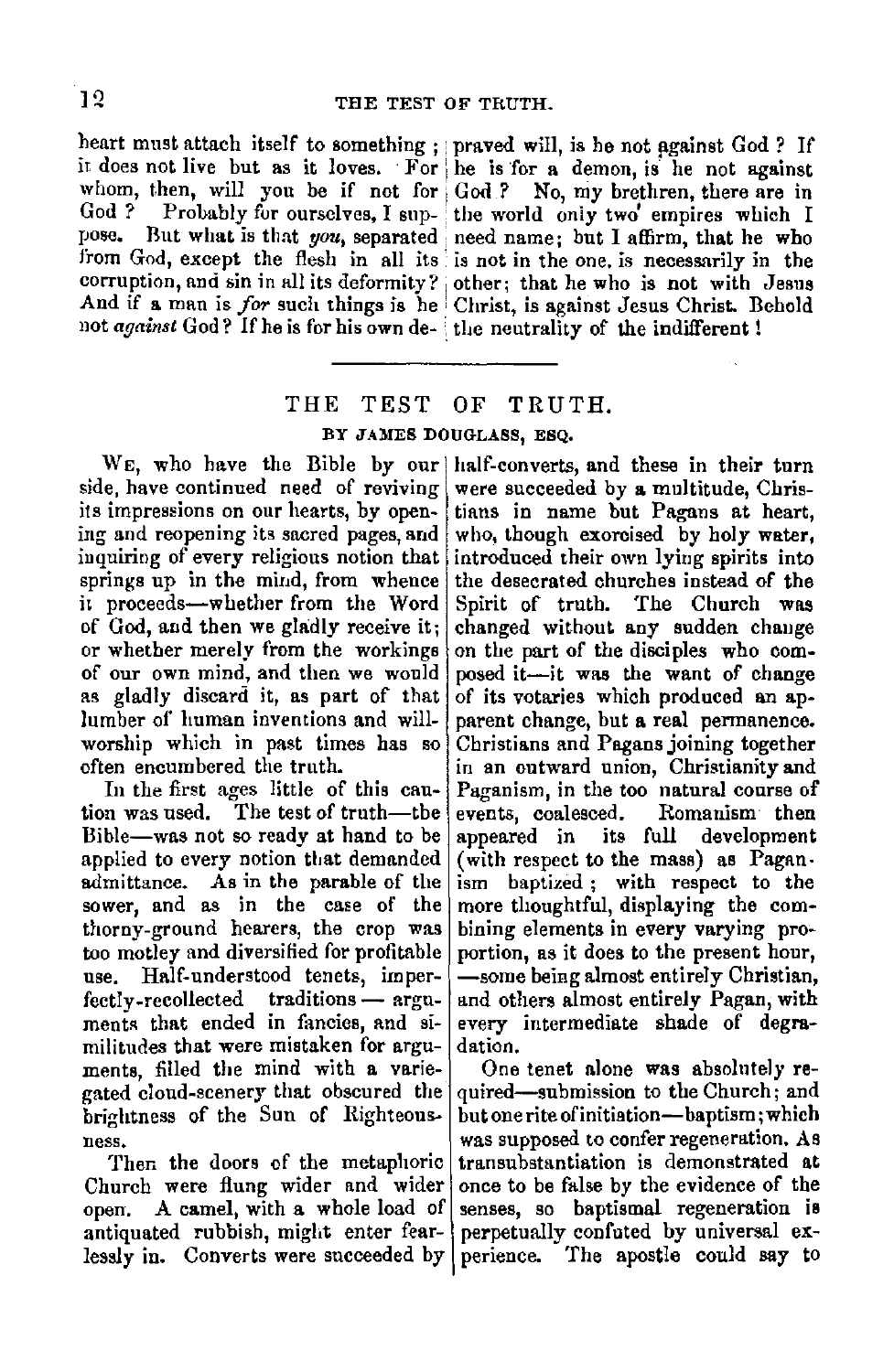heart must attach itself to something; it does not live but as it loves. For whom, then, will you be if not for God? Probably for ourselves, I suppose. But what is that *you*, separated from God, except the flesh in all its corruption, and sin in all its deformity? And if a man is *for* such things is he not *against* God? If he is for his own depraved will, is he not against God? If he is for a demon, is he not against God? No, my brethren, there are in the world only two empires which I need name; but I affirm, that he who is not in the one, is necessarily in the other; that he who is not with Jesus Christ, is against Jesus Christ. Behold the neutrality of the indifferent!

---

## THE TEST OF TRUTH.

### BY JAMES DOUGLASS, ESQ.

We, who have the Bible by our side, have continued need of reviving its impressions on our hearts, by opening and reopening its sacred pages, and inquiring of every religious notion that springs up in the mind, from whence it proceeds—whether from the Word of God, and then we gladly receive it; or whether merely from the workings of our own mind, and then we would as gladly discard it, as part of that lumber of human inventions and will-worship which in past times has so often encumbered the truth.

In the first ages little of this caution was used. The test of truth—the Bible—was not so ready at hand to be applied to every notion that demanded admittance. As in the parable of the sower, and as in the case of the thorny-ground hearers, the crop was too motley and diversified for profitable use. Half-understood tenets, imperfectly-recollected traditions — arguments that ended in fancies, and similitudes that were mistaken for arguments, filled the mind with a variegated cloud-scenery that obscured the brightness of the Sun of Righteousness.

Then the doors of the metaphoric Church were flung wider and wider open. A camel, with a whole load of antiquated rubbish, might enter fearlessly in. Converts were succeeded by half-converts, and these in their turn were succeeded by a multitude, Christians in name but Pagans at heart, who, though exorcised by holy water, introduced their own lying spirits into the desecrated churches instead of the Spirit of truth. The Church was changed without any sudden change on the part of the disciples who composed it—it was the want of change of its votaries which produced an apparent change, but a real permanence. Christians and Pagans joining together in an outward union, Christianity and Paganism, in the too natural course of events, coalesced. Romanism then appeared in its full development (with respect to the mass) as Paganism baptized; with respect to the more thoughtful, displaying the combining elements in every varying proportion, as it does to the present hour,—some being almost entirely Christian, and others almost entirely Pagan, with every intermediate shade of degradation.

One tenet alone was absolutely required—submission to the Church; and but one rite of initiation—baptism; which was supposed to confer regeneration. As transubstantiation is demonstrated at once to be false by the evidence of the senses, so baptismal regeneration is perpetually confuted by universal experience. The apostle could say to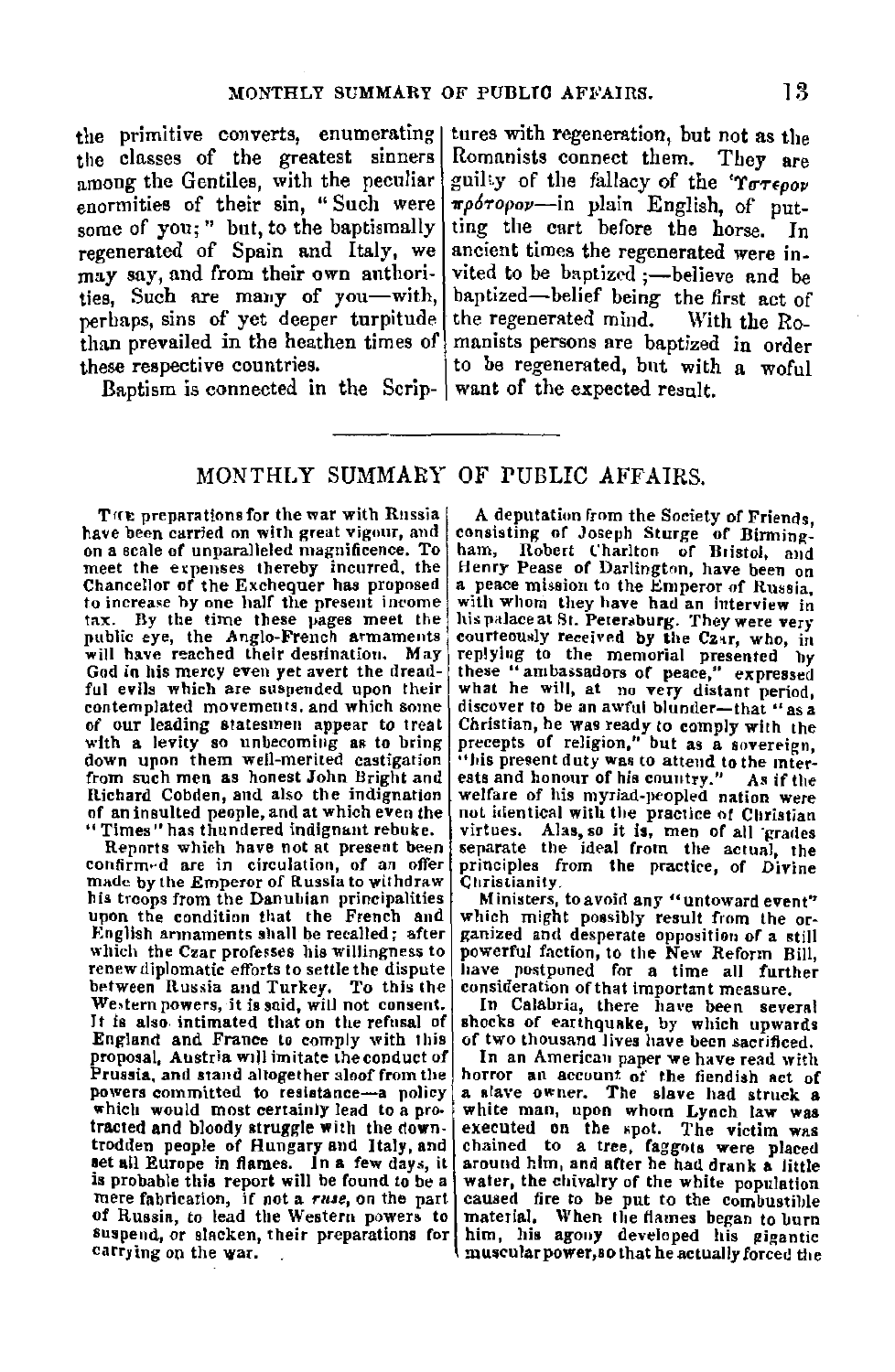the primitive converts, enumerating the classes of the greatest sinners among the Gentiles, with the peculiar enormities of their sin, "Such were some of you;" but, to the baptismally regenerated of Spain and Italy, we may say, and from their own authorities, Such are many of you—with, perhaps, sins of yet deeper turpitude than prevailed in the heathen times of these respective countries.

Baptism is connected in the Scriptures with regeneration, but not as the Romanists connect them. They are guilty of the fallacy of the Ὕστερον πρότερον—in plain English, of putting the cart before the horse. In ancient times the regenerated were invited to be baptized;—believe and be baptized—belief being the first act of the regenerated mind. With the Romanists persons are baptized in order to be regenerated, but with a woful want of the expected result.

---

## MONTHLY SUMMARY OF PUBLIC AFFAIRS.

THE preparations for the war with Russia have been carried on with great vigour, and on a scale of unparalleled magnificence. To meet the expenses thereby incurred, the Chancellor of the Exchequer has proposed to increase by one half the present income tax. By the time these pages meet the public eye, the Anglo-French armaments will have reached their destination. May God in his mercy even yet avert the dreadful evils which are suspended upon their contemplated movements, and which some of our leading statesmen appear to treat with a levity so unbecoming as to bring down upon them well-merited castigation from such men as honest John Bright and Richard Cobden, and also the indignation of an insulted people, and at which even the "Times" has thundered indignant rebuke.

Reports which have not at present been confirmed are in circulation, of an offer made by the Emperor of Russia to withdraw his troops from the Danubian principalities upon the condition that the French and English armaments shall be recalled; after which the Czar professes his willingness to renew diplomatic efforts to settle the dispute between Russia and Turkey. To this the Western powers, it is said, will not consent. It is also intimated that on the refusal of England and France to comply with this proposal, Austria will imitate the conduct of Prussia, and stand altogether aloof from the powers committed to resistance—a policy which would most certainly lead to a protracted and bloody struggle with the down-trodden people of Hungary and Italy, and set all Europe in flames. In a few days, it is probable this report will be found to be a mere fabrication, if not a *ruse*, on the part of Russia, to lead the Western powers to suspend, or slacken, their preparations for carrying on the war.

A deputation from the Society of Friends, consisting of Joseph Sturge of Birmingham, Robert Charlton of Bristol, and Henry Pease of Darlington, have been on a peace mission to the Emperor of Russia, with whom they have had an interview in his palace at St. Petersburg. They were very courteously received by the Czar, who, in replying to the memorial presented by these "ambassadors of peace," expressed what he will, at no very distant period, discover to be an awful blunder—that "as a Christian, he was ready to comply with the precepts of religion," but as a sovereign, "his present duty was to attend to the interests and honour of his country." As if the welfare of his myriad-peopled nation were not identical with the practice of Christian virtues. Alas, so it is, men of all grades separate the ideal from the actual, the principles from the practice, of Divine Christianity.

Ministers, to avoid any "untoward event" which might possibly result from the organized and desperate opposition of a still powerful faction, to the New Reform Bill, have postponed for a time all further consideration of that important measure.

In Calabria, there have been several shocks of earthquake, by which upwards of two thousand lives have been sacrificed.

In an American paper we have read with horror an account of the fiendish act of a slave owner. The slave had struck a white man, upon whom Lynch law was executed on the spot. The victim was chained to a tree, faggots were placed around him, and after he had drank a little water, the chivalry of the white population caused fire to be put to the combustible material. When the flames began to burn him, his agony developed his gigantic muscular power, so that he actually forced the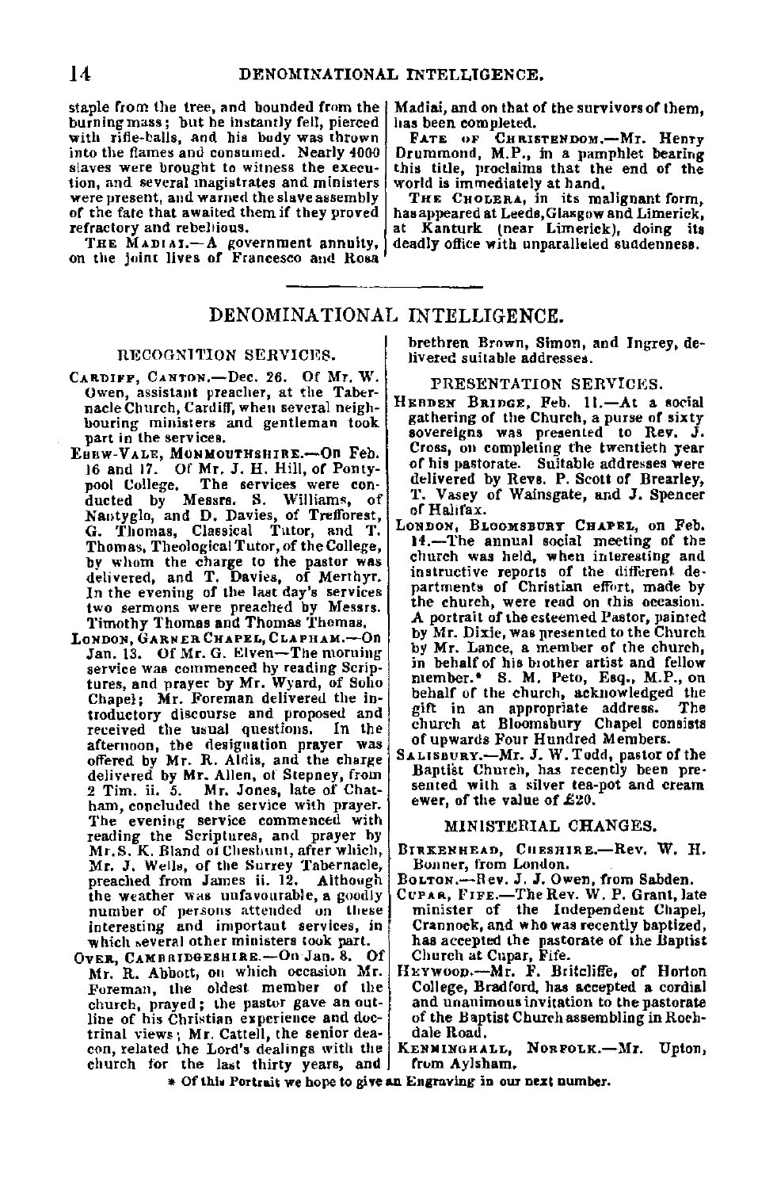staple from the tree, and bounded from the burning mass; but he instantly fell, pierced with rifle-balls, and his body was thrown into the flames and consumed. Nearly 4000 slaves were brought to witness the execution, and several magistrates and ministers were present, and warned the slave assembly of the fate that awaited them if they proved refractory and rebellious.

THE MADIAI.—A government annuity, on the joint lives of Francesco and Rosa Madiai, and on that of the survivors of them, has been completed.

FATE OF CHRISTENDOM.—Mr. Henry Drummond, M.P., in a pamphlet bearing this title, proclaims that the end of the world is immediately at hand.

THE CHOLERA, in its malignant form, has appeared at Leeds, Glasgow and Limerick, at Kanturk (near Limerick), doing its deadly office with unparalleled suddenness.

## DENOMINATIONAL INTELLIGENCE.

### RECOGNITION SERVICES.

CARDIFF, CANTON.—Dec. 26. Of Mr. W. Owen, assistant preacher, at the Tabernacle Church, Cardiff, when several neighbouring ministers and gentleman took part in the services.

EBBW-VALE, MONMOUTHSHIRE.—On Feb. 16 and 17. Of Mr. J. H. Hill, of Pontypool College. The services were conducted by Messrs. S. Williams, of Nantyglo, and D. Davies, of Trefforest, G. Thomas, Classical Tutor, and T. Thomas, Theological Tutor, of the College, by whom the charge to the pastor was delivered, and T. Davies, of Merthyr. In the evening of the last day's services two sermons were preached by Messrs. Timothy Thomas and Thomas Thomas.

LONDON, GARNER CHAPEL, CLAPHAM.—On Jan. 13. Of Mr. G. Elven—The morning service was commenced by reading Scriptures, and prayer by Mr. Wyard, of Soho Chapel; Mr. Foreman delivered the introductory discourse and proposed and received the usual questions. In the afternoon, the designation prayer was offered by Mr. R. Aldis, and the charge delivered by Mr. Allen, of Stepney, from 2 Tim. ii. 5. Mr. Jones, late of Chatham, concluded the service with prayer. The evening service commenced with reading the Scriptures, and prayer by Mr. S. K. Bland of Cheshunt, after which, Mr. J. Wells, of the Surrey Tabernacle, preached from James ii. 12. Although the weather was unfavourable, a goodly number of persons attended on these interesting and important services, in which several other ministers took part.

OVER, CAMBRIDGESHIRE.—On Jan. 8. Of Mr. R. Abbott, on which occasion Mr. Foreman, the oldest member of the church, prayed; the pastor gave an outline of his Christian experience and doctrinal views; Mr. Cattell, the senior deacon, related the Lord's dealings with the church for the last thirty years, and brethren Brown, Simon, and Ingrey, delivered suitable addresses.

### PRESENTATION SERVICES.

HEBDEN BRIDGE, Feb. 11.—At a social gathering of the Church, a purse of sixty sovereigns was presented to Rev. J. Cross, on completing the twentieth year of his pastorate. Suitable addresses were delivered by Revs. P. Scott of Brearley, T. Vasey of Wainsgate, and J. Spencer of Halifax.

LONDON, BLOOMSBURY CHAPEL, on Feb. 14.—The annual social meeting of the church was held, when interesting and instructive reports of the different departments of Christian effort, made by the church, were read on this occasion. A portrait of the esteemed Pastor, painted by Mr. Dixie, was presented to the Church by Mr. Lance, a member of the church, in behalf of his brother artist and fellow member.* S. M. Peto, Esq., M.P., on behalf of the church, acknowledged the gift in an appropriate address. The church at Bloomsbury Chapel consists of upwards Four Hundred Members.

SALISBURY.—Mr. J. W. Todd, pastor of the Baptist Church, has recently been presented with a silver tea-pot and cream ewer, of the value of £20.

### MINISTERIAL CHANGES.

BIRKENHEAD, CHESHIRE.—Rev. W. H. Bonner, from London.

BOLTON.—Rev. J. J. Owen, from Sabden.

CUPAR, FIFE.—The Rev. W. P. Grant, late minister of the Independent Chapel, Crannock, and who was recently baptized, has accepted the pastorate of the Baptist Church at Cupar, Fife.

HEYWOOD.—Mr. F. Britcliffe, of Horton College, Bradford, has accepted a cordial and unanimous invitation to the pastorate of the Baptist Church assembling in Rochdale Road.

KENNINGHALL, NORFOLK.—Mr. Upton, from Aylsham.

\* Of this Portrait we hope to give an Engraving in our next number.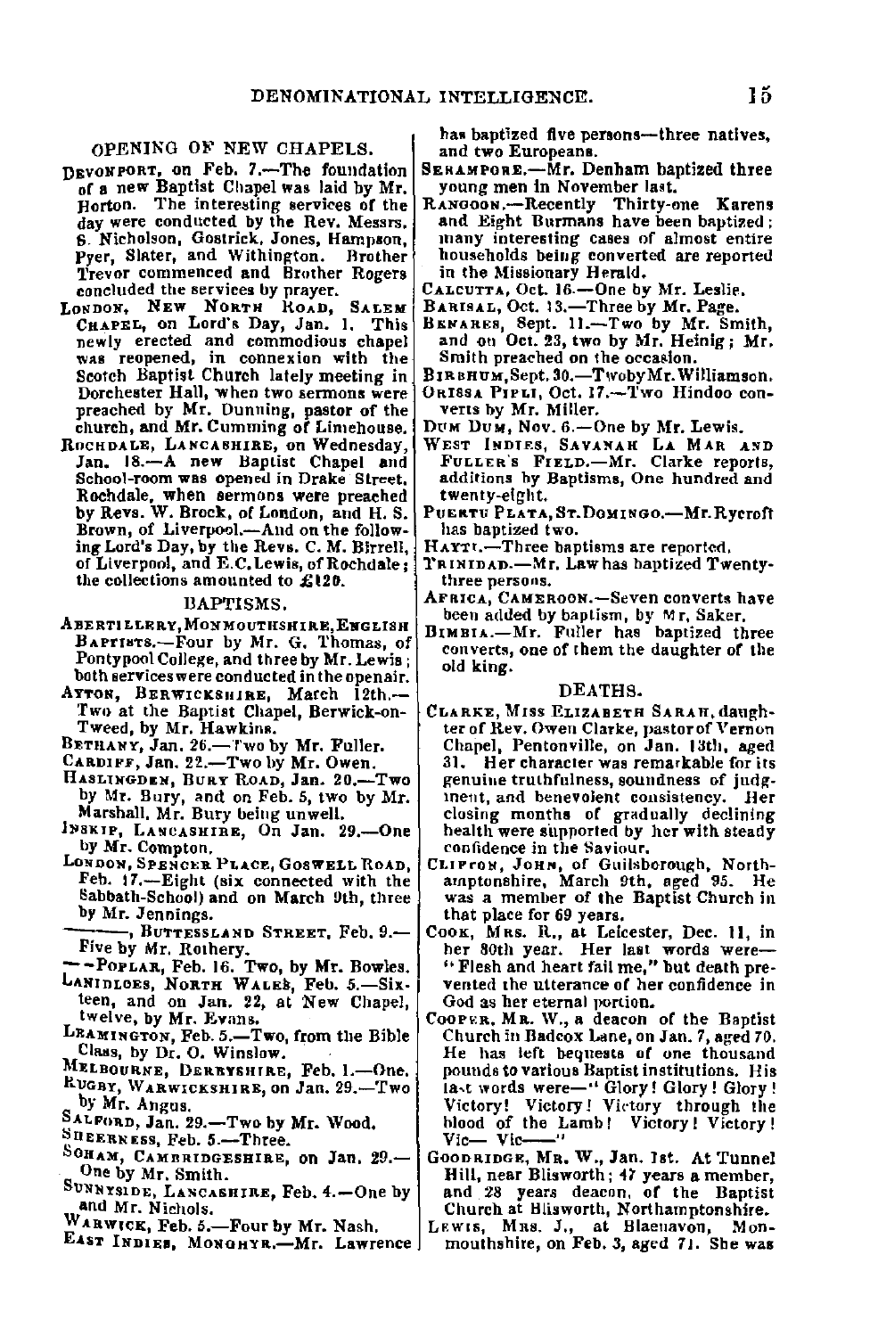## OPENING OF NEW CHAPELS.

**Devonport**, on Feb. 7.—The foundation of a new Baptist Chapel was laid by Mr. Horton. The interesting services of the day were conducted by the Rev. Messrs. S. Nicholson, Gostrick, Jones, Hampson, Pyer, Slater, and Withington. Brother Trevor commenced and Brother Rogers concluded the services by prayer.

**London, New North Road, Salem Chapel**, on Lord's Day, Jan. 1. This newly erected and commodious chapel was reopened, in connexion with the Scotch Baptist Church lately meeting in Dorchester Hall, when two sermons were preached by Mr. Dunning, pastor of the church, and Mr. Cumming of Limehouse.

**Rochdale, Lancashire**, on Wednesday, Jan. 18.—A new Baptist Chapel and School-room was opened in Drake Street, Rochdale, when sermons were preached by Revs. W. Brock, of London, and H. S. Brown, of Liverpool.—And on the following Lord's Day, by the Revs. C. M. Birrell, of Liverpool, and E.C. Lewis, of Rochdale; the collections amounted to £120.

## BAPTISMS.

**Abertillery, Monmouthshire, English Baptists.**—Four by Mr. G. Thomas, of Pontypool College, and three by Mr. Lewis; both services were conducted in the openair.

**Ayton, Berwickshire**, March 12th.—Two at the Baptist Chapel, Berwick-on-Tweed, by Mr. Hawkins.

**Bethany**, Jan. 26.—Two by Mr. Fuller.

**Cardiff**, Jan. 22.—Two by Mr. Owen.

**Haslingden, Bury Road**, Jan. 20.—Two by Mr. Bury, and on Feb. 5, two by Mr. Marshall, Mr. Bury being unwell.

**Inskip, Lancashire**, On Jan. 29.—One by Mr. Compton.

**London, Spencer Place, Goswell Road**, Feb. 17.—Eight (six connected with the Sabbath-School) and on March 9th, three by Mr. Jennings.

——, **Buttessland Street**, Feb. 9.—Five by Mr. Rothery.

——**Poplar**, Feb. 16. Two, by Mr. Bowles.

**Lanidloes, North Wales**, Feb. 5.—Sixteen, and on Jan. 22, at New Chapel, twelve, by Mr. Evans.

**Leamington**, Feb. 5.—Two, from the Bible Class, by Dr. O. Winslow.

**Melbourne, Derbyshire**, Feb. 1.—One.

**Rugby, Warwickshire**, on Jan. 29.—Two by Mr. Angus.

**Salford**, Jan. 29.—Two by Mr. Wood.

**Sheerness**, Feb. 5.—Three.

**Soham, Cambridgeshire**, on Jan. 29.—One by Mr. Smith.

**Sunnyside, Lancashire**, Feb. 4.—One by and Mr. Nichols.

**Warwick**, Feb. 5.—Four by Mr. Nash.

**East Indies, Monghyr.**—Mr. Lawrence has baptized five persons—three natives, and two Europeans.

**Serampore.**—Mr. Denham baptized three young men in November last.

**Rangoon.**—Recently Thirty-one Karens and Eight Burmans have been baptized; many interesting cases of almost entire households being converted are reported in the Missionary Herald.

**Calcutta**, Oct. 16.—One by Mr. Leslie.

**Barisal**, Oct. 13.—Three by Mr. Page.

**Benares**, Sept. 11.—Two by Mr. Smith, and on Oct. 23, two by Mr. Heinig; Mr. Smith preached on the occasion.

**Birbhum**, Sept. 30.—Two by Mr. Williamson.

**Orissa Pipli**, Oct. 17.—Two Hindoo converts by Mr. Miller.

**Dum Dum**, Nov. 6.—One by Mr. Lewis.

**West Indies, Savanah La Mar and Fuller's Field.**—Mr. Clarke reports, additions by Baptisms, One hundred and twenty-eight.

**Puerto Plata, St. Domingo.**—Mr. Rycroft has baptized two.

**Hayti.**—Three baptisms are reported.

**Trinidad.**—Mr. Law has baptized Twenty-three persons.

**Africa, Cameroon.**—Seven converts have been added by baptism, by Mr. Saker.

**Bimbia.**—Mr. Fuller has baptized three converts, one of them the daughter of the old king.

## DEATHS.

**Clarke, Miss Elizabeth Sarah**, daughter of Rev. Owen Clarke, pastor of Vernon Chapel, Pentonville, on Jan. 13th, aged 31. Her character was remarkable for its genuine truthfulness, soundness of judgment, and benevolent consistency. Her closing months of gradually declining health were supported by her with steady confidence in the Saviour.

**Clifton, John**, of Guilsborough, Northamptonshire, March 9th, aged 95. He was a member of the Baptist Church in that place for 69 years.

**Cook, Mrs. R.**, at Leicester, Dec. 11, in her 80th year. Her last words were—"Flesh and heart fail me," but death prevented the utterance of her confidence in God as her eternal portion.

**Cooper, Mr. W.**, a deacon of the Baptist Church in Badcox Lane, on Jan. 7, aged 70. He has left bequests of one thousand pounds to various Baptist institutions. His last words were—"Glory! Glory! Glory! Victory! Victory! Victory through the blood of the Lamb! Victory! Victory! Vic— Vic——"

**Goodridge, Mr. W.**, Jan. 1st. At Tunnel Hill, near Blisworth; 47 years a member, and 28 years deacon, of the Baptist Church at Blisworth, Northamptonshire.

**Lewis, Mrs. J.**, at Blaenavon, Monmouthshire, on Feb. 3, aged 71. She was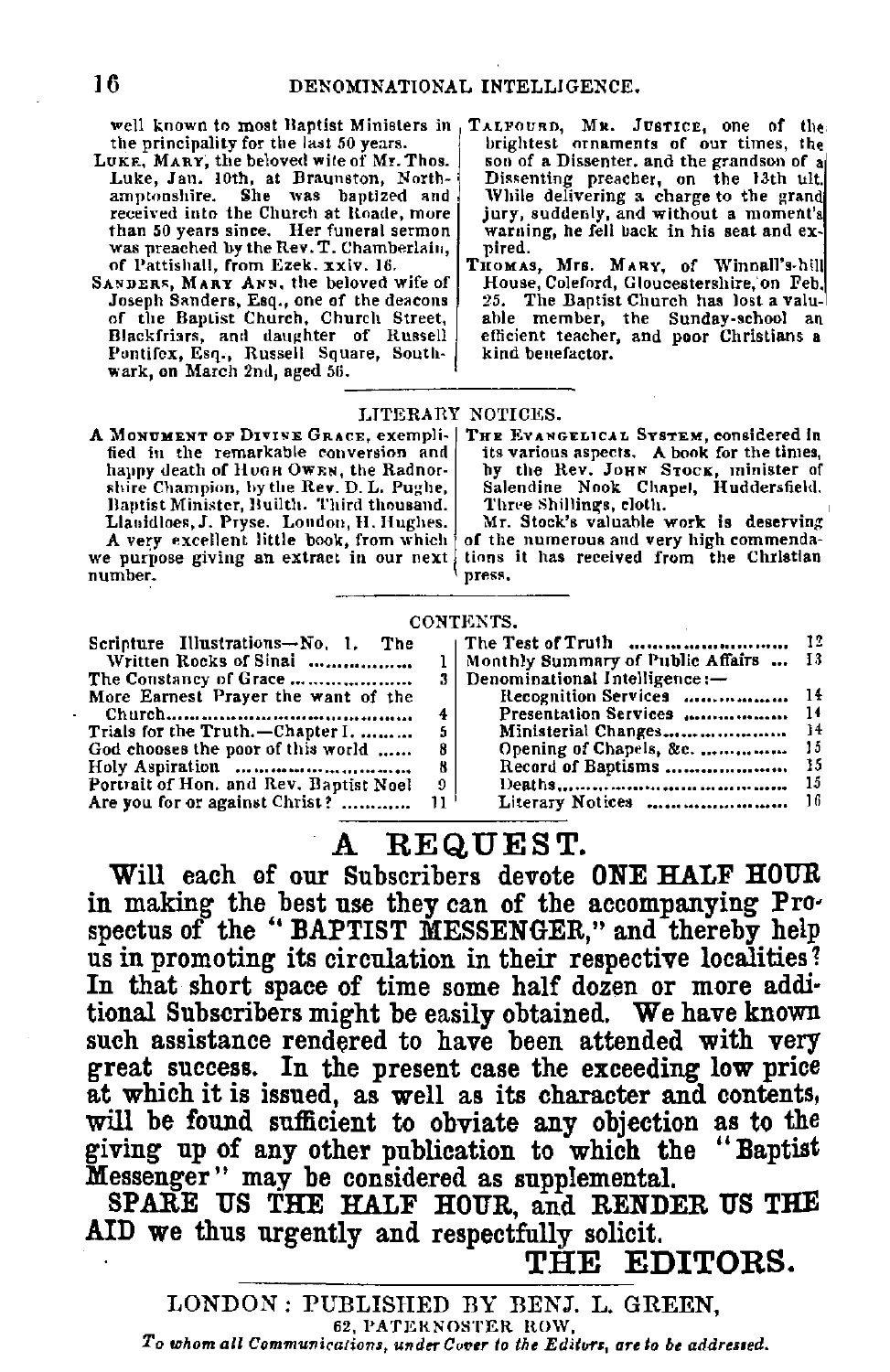well known to most Baptist Ministers in the principality for the last 50 years.

LUKE, MARY, the beloved wife of Mr. Thos. Luke, Jan. 10th, at Braunston, Northamptonshire. She was baptized and received into the Church at Roade, more than 50 years since. Her funeral sermon was preached by the Rev. T. Chamberlain, of Pattishall, from Ezek. xxiv. 16.

SANDERS, MARY ANN, the beloved wife of Joseph Sanders, Esq., one of the deacons of the Baptist Church, Church Street, Blackfriars, and daughter of Russell Pontifex, Esq., Russell Square, Southwark, on March 2nd, aged 56.

TALFOURD, MR. JUSTICE, one of the brightest ornaments of our times, the son of a Dissenter, and the grandson of a Dissenting preacher, on the 13th ult. While delivering a charge to the grand jury, suddenly, and without a moment's warning, he fell back in his seat and expired.

THOMAS, Mrs. MARY, of Winnall's-hill House, Coleford, Gloucestershire, on Feb. 25. The Baptist Church has lost a valuable member, the Sunday-school an efficient teacher, and poor Christians a kind benefactor.

## LITERARY NOTICES.

A MONUMENT OF DIVINE GRACE, exemplified in the remarkable conversion and happy death of HUGH OWEN, the Radnorshire Champion, by the Rev. D. L. Pughe, Baptist Minister, Builth. Third thousand. Llanidloes, J. Pryse. London, H. Hughes.

A very excellent little book, from which we purpose giving an extract in our next number.

THE EVANGELICAL SYSTEM, considered in its various aspects. A book for the times, by the Rev. JOHN STOCK, minister of Salendine Nook Chapel, Huddersfield. Three Shillings, cloth.

Mr. Stock's valuable work is deserving of the numerous and very high commendations it has received from the Christian press.

## CONTENTS.

| | |
|---|---|
| Scripture Illustrations—No. 1. The Written Rocks of Sinai | 1 |
| The Constancy of Grace | 3 |
| More Earnest Prayer the want of the Church | 4 |
| Trials for the Truth.—Chapter I. | 5 |
| God chooses the poor of this world | 8 |
| Holy Aspiration | 8 |
| Portrait of Hon. and Rev. Baptist Noel | 9 |
| Are you for or against Christ? | 11 |
| The Test of Truth | 12 |
| Monthly Summary of Public Affairs | 13 |
| Denominational Intelligence:— | |
| Recognition Services | 14 |
| Presentation Services | 14 |
| Ministerial Changes | 14 |
| Opening of Chapels, &c. | 15 |
| Record of Baptisms | 15 |
| Deaths | 15 |
| Literary Notices | 16 |

# A REQUEST.

**Will each of our Subscribers devote ONE HALF HOUR in making the best use they can of the accompanying Prospectus of the "BAPTIST MESSENGER," and thereby help us in promoting its circulation in their respective localities? In that short space of time some half dozen or more additional Subscribers might be easily obtained. We have known such assistance rendered to have been attended with very great success. In the present case the exceeding low price at which it is issued, as well as its character and contents, will be found sufficient to obviate any objection as to the giving up of any other publication to which the "Baptist Messenger" may be considered as supplemental.**

**SPARE US THE HALF HOUR, and RENDER US THE AID we thus urgently and respectfully solicit.**

**THE EDITORS.**

LONDON: PUBLISHED BY BENJ. L. GREEN,
62, PATERNOSTER ROW,
*To whom all Communications, under Cover to the Editors, are to be addressed.*